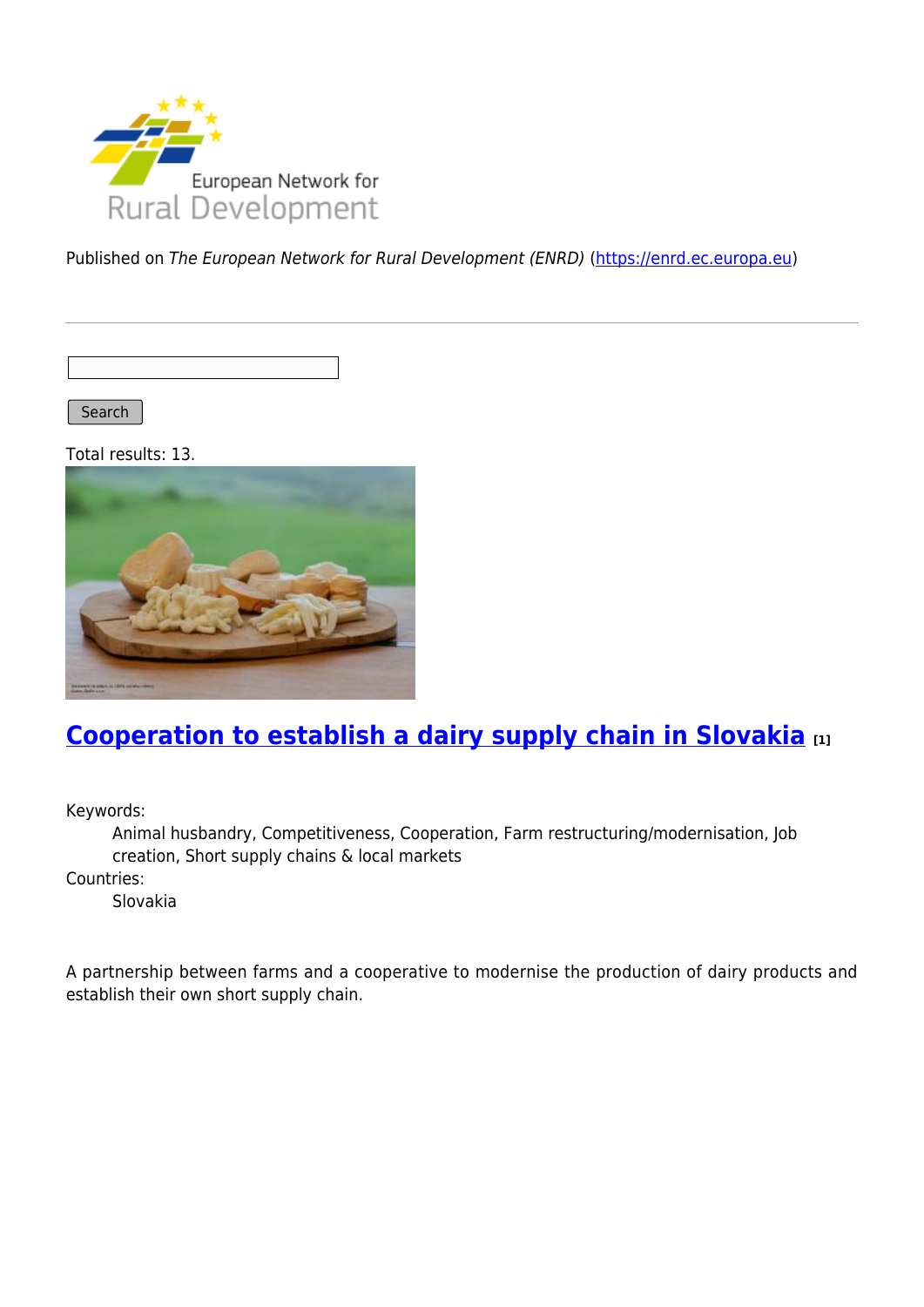European Network for Rural Development

Published on *The European Network for Rural Development (ENRD)* (https://enrd.ec.europa.eu)

Search

Total results: 13.

## Cooperation to establish a dairy supply chain in Slovakia [1]

Keywords:
: Animal husbandry, Competitiveness, Cooperation, Farm restructuring/modernisation, Job creation, Short supply chains & local markets

Countries:
: Slovakia

A partnership between farms and a cooperative to modernise the production of dairy products and establish their own short supply chain.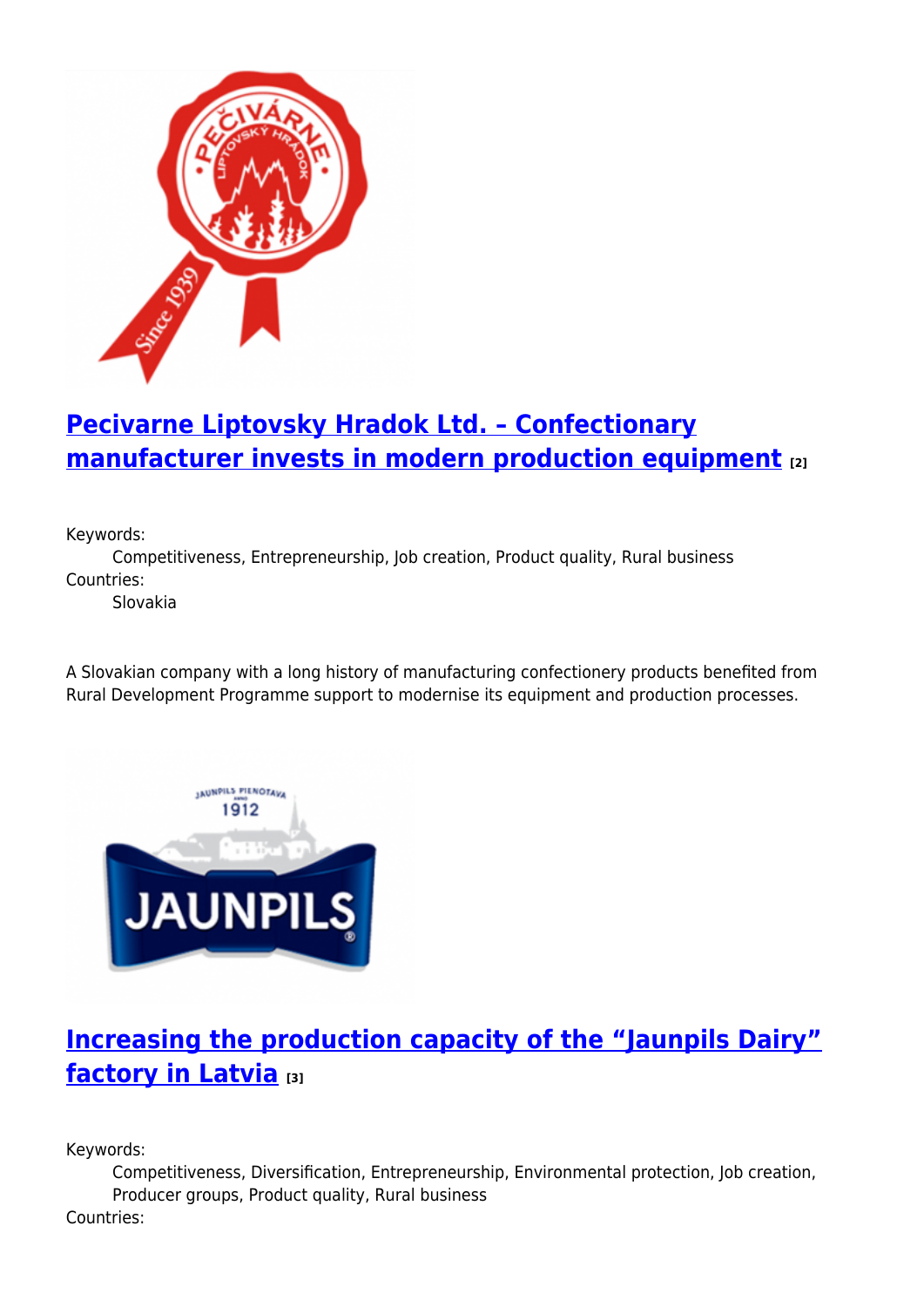## Pecivarne Liptovsky Hradok Ltd. – Confectionary manufacturer invests in modern production equipment [2]

Keywords:
: Competitiveness, Entrepreneurship, Job creation, Product quality, Rural business

Countries:
: Slovakia

A Slovakian company with a long history of manufacturing confectionery products benefited from Rural Development Programme support to modernise its equipment and production processes.

## Increasing the production capacity of the "Jaunpils Dairy" factory in Latvia [3]

Keywords:
: Competitiveness, Diversification, Entrepreneurship, Environmental protection, Job creation, Producer groups, Product quality, Rural business

Countries: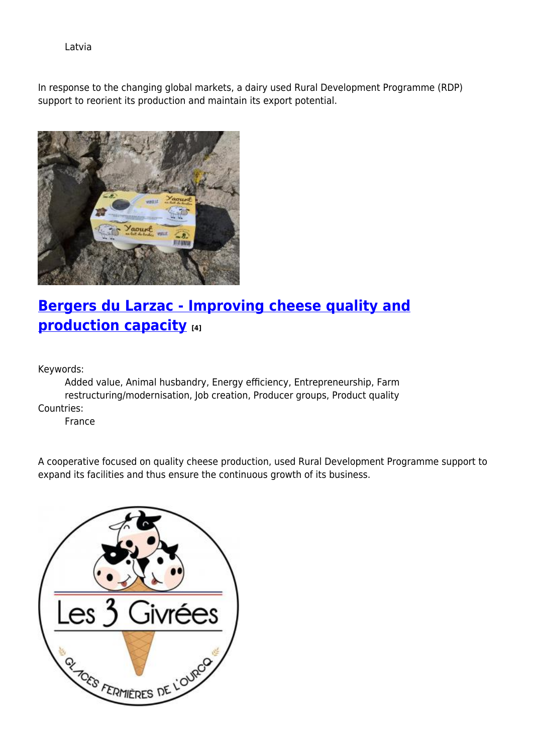Latvia

In response to the changing global markets, a dairy used Rural Development Programme (RDP) support to reorient its production and maintain its export potential.

## Bergers du Larzac - Improving cheese quality and production capacity [4]

Keywords:

Added value, Animal husbandry, Energy efficiency, Entrepreneurship, Farm restructuring/modernisation, Job creation, Producer groups, Product quality

Countries:

France

A cooperative focused on quality cheese production, used Rural Development Programme support to expand its facilities and thus ensure the continuous growth of its business.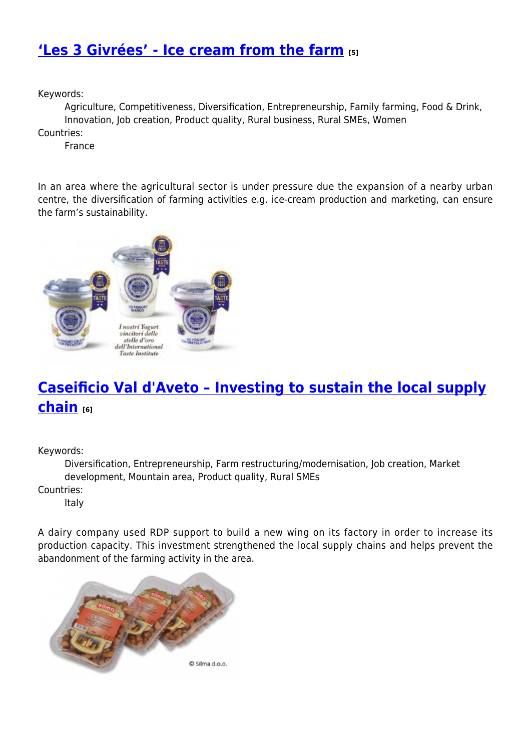## ['Les 3 Givrées' - Ice cream from the farm](#) [5]

Keywords:

Agriculture, Competitiveness, Diversification, Entrepreneurship, Family farming, Food & Drink, Innovation, Job creation, Product quality, Rural business, Rural SMEs, Women

Countries:

France

In an area where the agricultural sector is under pressure due the expansion of a nearby urban centre, the diversification of farming activities e.g. ice-cream production and marketing, can ensure the farm's sustainability.

## [Caseificio Val d'Aveto – Investing to sustain the local supply chain](#) [6]

Keywords:

Diversification, Entrepreneurship, Farm restructuring/modernisation, Job creation, Market development, Mountain area, Product quality, Rural SMEs

Countries:

Italy

A dairy company used RDP support to build a new wing on its factory in order to increase its production capacity. This investment strengthened the local supply chains and helps prevent the abandonment of the farming activity in the area.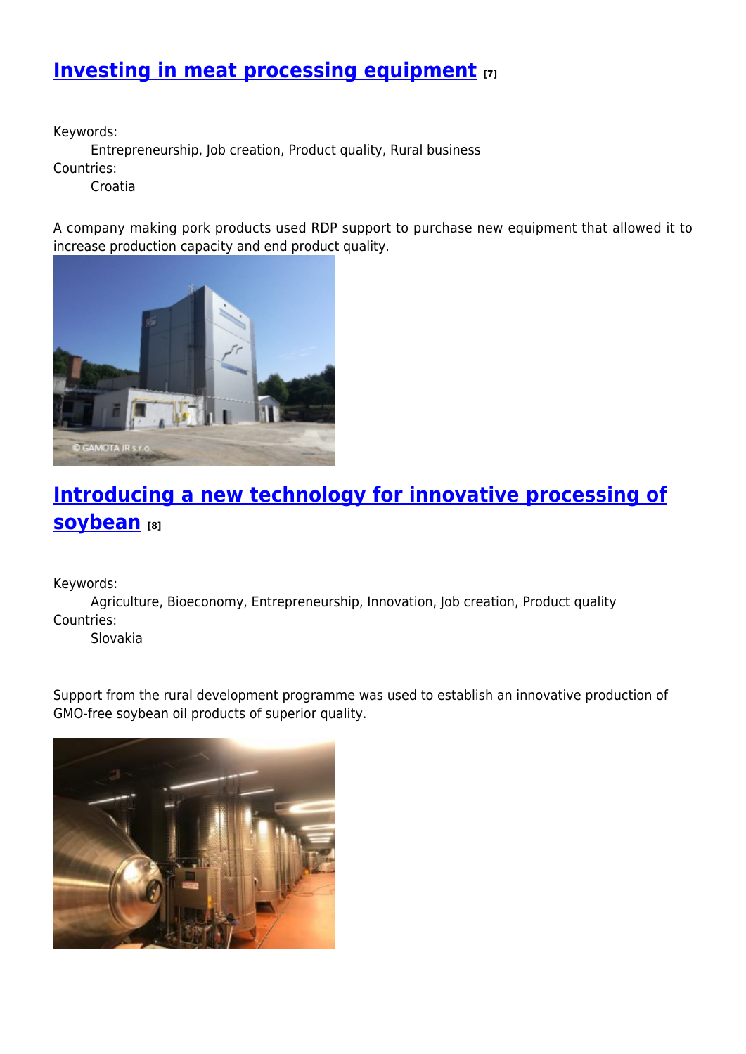## Investing in meat processing equipment [7]

Keywords:
Entrepreneurship, Job creation, Product quality, Rural business
Countries:
Croatia

A company making pork products used RDP support to purchase new equipment that allowed it to increase production capacity and end product quality.

## Introducing a new technology for innovative processing of soybean [8]

Keywords:
Agriculture, Bioeconomy, Entrepreneurship, Innovation, Job creation, Product quality
Countries:
Slovakia

Support from the rural development programme was used to establish an innovative production of GMO-free soybean oil products of superior quality.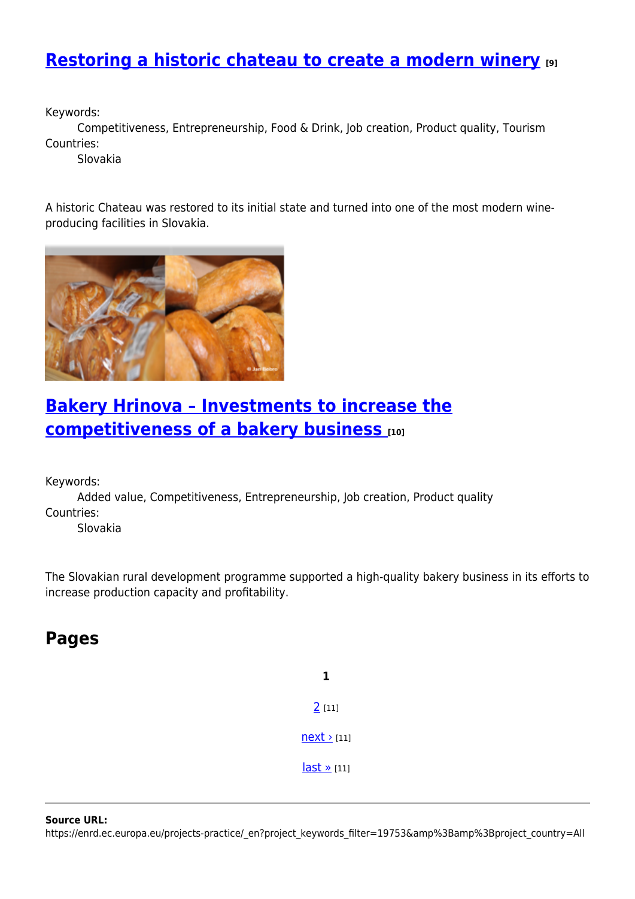## [Restoring a historic chateau to create a modern winery](#) [9]

Keywords:
Competitiveness, Entrepreneurship, Food & Drink, Job creation, Product quality, Tourism

Countries:
Slovakia

A historic Chateau was restored to its initial state and turned into one of the most modern wine-producing facilities in Slovakia.

## [Bakery Hrinova – Investments to increase the competitiveness of a bakery business](#) [10]

Keywords:
Added value, Competitiveness, Entrepreneurship, Job creation, Product quality

Countries:
Slovakia

The Slovakian rural development programme supported a high-quality bakery business in its efforts to increase production capacity and profitability.

## Pages

**1**

2 [11]

next › [11]

last » [11]

---

**Source URL:**
https://enrd.ec.europa.eu/projects-practice/_en?project_keywords_filter=19753&amp%3Bamp%3Bproject_country=All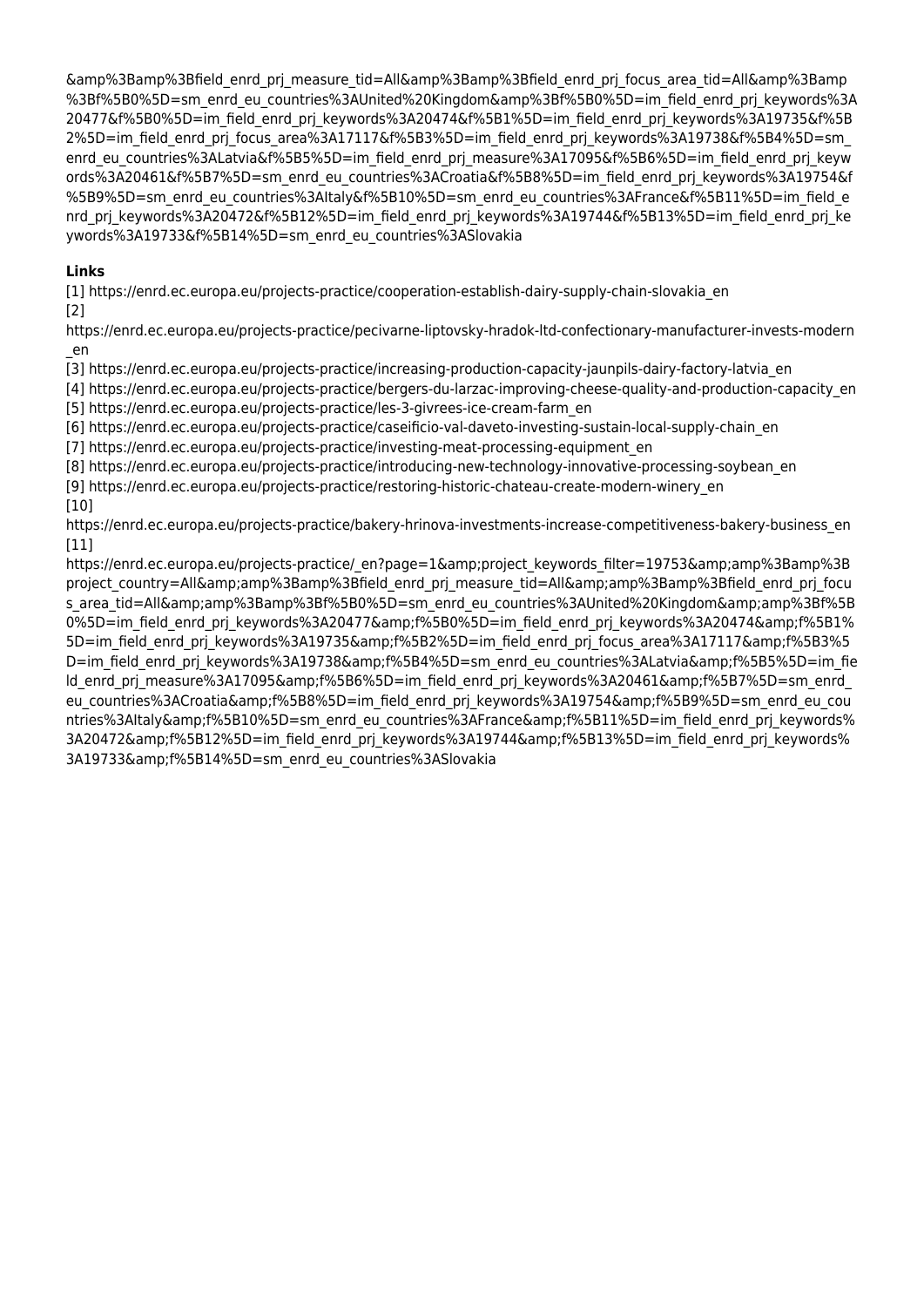&amp%3Bamp%3Bfield_enrd_prj_measure_tid=All&amp%3Bamp%3Bfield_enrd_prj_focus_area_tid=All&amp%3Bamp%3Bf%5B0%5D=sm_enrd_eu_countries%3AUnited%20Kingdom&amp%3Bf%5B0%5D=im_field_enrd_prj_keywords%3A20477&f%5B0%5D=im_field_enrd_prj_keywords%3A20474&f%5B1%5D=im_field_enrd_prj_keywords%3A19735&f%5B2%5D=im_field_enrd_prj_focus_area%3A17117&f%5B3%5D=im_field_enrd_prj_keywords%3A19738&f%5B4%5D=sm_enrd_eu_countries%3ALatvia&f%5B5%5D=im_field_enrd_prj_measure%3A17095&f%5B6%5D=im_field_enrd_prj_keywords%3A20461&f%5B7%5D=sm_enrd_eu_countries%3ACroatia&f%5B8%5D=im_field_enrd_prj_keywords%3A19754&f%5B9%5D=sm_enrd_eu_countries%3AItaly&f%5B10%5D=sm_enrd_eu_countries%3AFrance&f%5B11%5D=im_field_enrd_prj_keywords%3A20472&f%5B12%5D=im_field_enrd_prj_keywords%3A19744&f%5B13%5D=im_field_enrd_prj_keywords%3A19733&f%5B14%5D=sm_enrd_eu_countries%3ASlovakia

**Links**

[1] https://enrd.ec.europa.eu/projects-practice/cooperation-establish-dairy-supply-chain-slovakia_en
[2] https://enrd.ec.europa.eu/projects-practice/pecivarne-liptovsky-hradok-ltd-confectionary-manufacturer-invests-modern_en
[3] https://enrd.ec.europa.eu/projects-practice/increasing-production-capacity-jaunpils-dairy-factory-latvia_en
[4] https://enrd.ec.europa.eu/projects-practice/bergers-du-larzac-improving-cheese-quality-and-production-capacity_en
[5] https://enrd.ec.europa.eu/projects-practice/les-3-givrees-ice-cream-farm_en
[6] https://enrd.ec.europa.eu/projects-practice/caseificio-val-daveto-investing-sustain-local-supply-chain_en
[7] https://enrd.ec.europa.eu/projects-practice/investing-meat-processing-equipment_en
[8] https://enrd.ec.europa.eu/projects-practice/introducing-new-technology-innovative-processing-soybean_en
[9] https://enrd.ec.europa.eu/projects-practice/restoring-historic-chateau-create-modern-winery_en
[10] https://enrd.ec.europa.eu/projects-practice/bakery-hrinova-investments-increase-competitiveness-bakery-business_en
[11] https://enrd.ec.europa.eu/projects-practice/_en?page=1&amp;project_keywords_filter=19753&amp;amp%3Bamp%3Bproject_country=All&amp;amp%3Bamp%3Bfield_enrd_prj_measure_tid=All&amp;amp%3Bamp%3Bfield_enrd_prj_focus_area_tid=All&amp;amp%3Bamp%3Bf%5B0%5D=sm_enrd_eu_countries%3AUnited%20Kingdom&amp;amp%3Bf%5B0%5D=im_field_enrd_prj_keywords%3A20477&amp;f%5B0%5D=im_field_enrd_prj_keywords%3A20474&amp;f%5B1%5D=im_field_enrd_prj_keywords%3A19735&amp;f%5B2%5D=im_field_enrd_prj_focus_area%3A17117&amp;f%5B3%5D=im_field_enrd_prj_keywords%3A19738&amp;f%5B4%5D=sm_enrd_eu_countries%3ALatvia&amp;f%5B5%5D=im_field_enrd_prj_measure%3A17095&amp;f%5B6%5D=im_field_enrd_prj_keywords%3A20461&amp;f%5B7%5D=sm_enrd_eu_countries%3ACroatia&amp;f%5B8%5D=im_field_enrd_prj_keywords%3A19754&amp;f%5B9%5D=sm_enrd_eu_countries%3AItaly&amp;f%5B10%5D=sm_enrd_eu_countries%3AFrance&amp;f%5B11%5D=im_field_enrd_prj_keywords%3A20472&amp;f%5B12%5D=im_field_enrd_prj_keywords%3A19744&amp;f%5B13%5D=im_field_enrd_prj_keywords%3A19733&amp;f%5B14%5D=sm_enrd_eu_countries%3ASlovakia